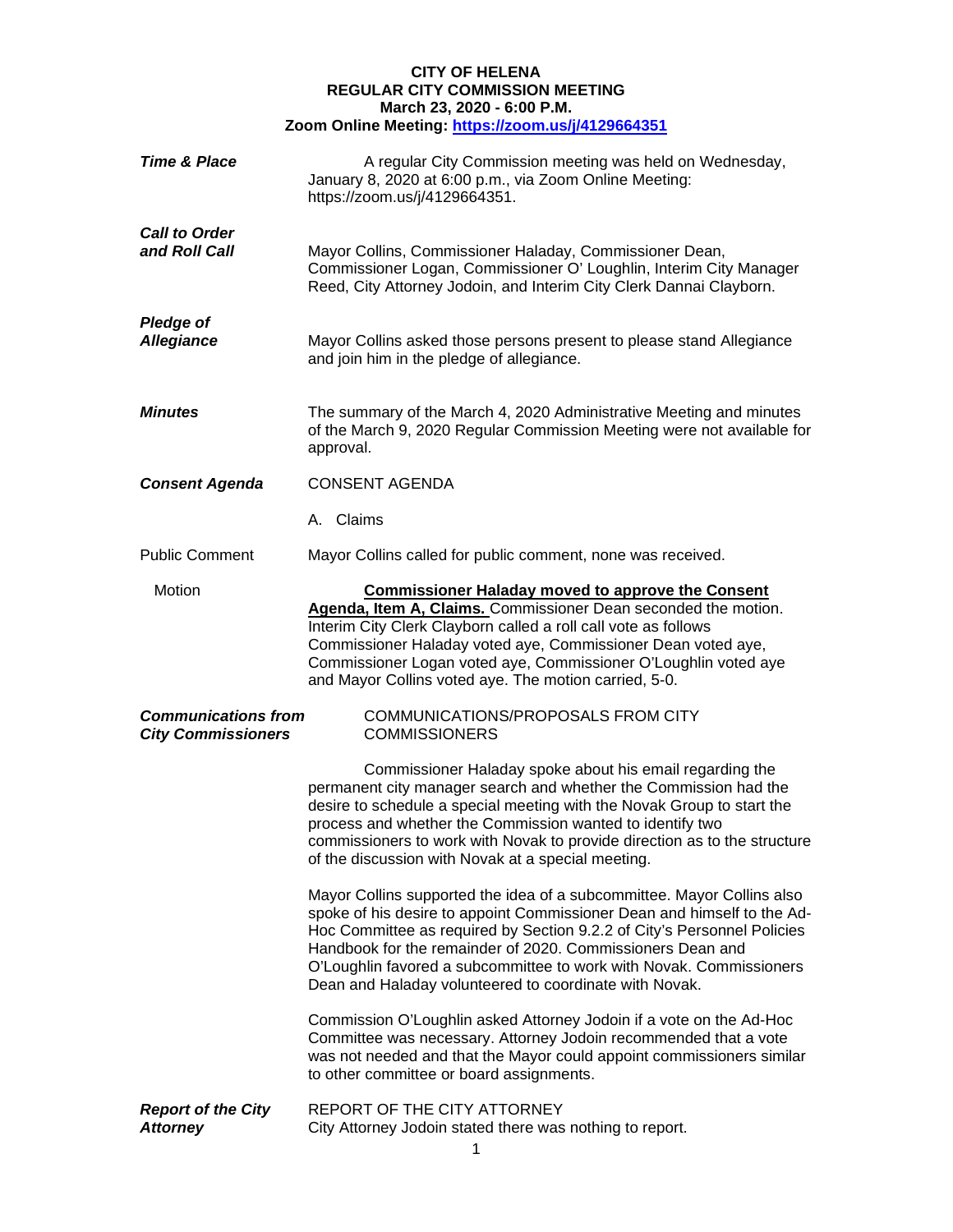**CITY OF HELENA**
**REGULAR CITY COMMISSION MEETING**
**March 23, 2020 - 6:00 P.M.**
**Zoom Online Meeting: https://zoom.us/j/4129664351**

***Time & Place***

A regular City Commission meeting was held on Wednesday, January 8, 2020 at 6:00 p.m., via Zoom Online Meeting: https://zoom.us/j/4129664351.

***Call to Order and Roll Call***

Mayor Collins, Commissioner Haladay, Commissioner Dean, Commissioner Logan, Commissioner O' Loughlin, Interim City Manager Reed, City Attorney Jodoin, and Interim City Clerk Dannai Clayborn.

***Pledge of Allegiance***

Mayor Collins asked those persons present to please stand Allegiance and join him in the pledge of allegiance.

***Minutes***

The summary of the March 4, 2020 Administrative Meeting and minutes of the March 9, 2020 Regular Commission Meeting were not available for approval.

***Consent Agenda***

CONSENT AGENDA

A. Claims

Public Comment

Mayor Collins called for public comment, none was received.

Motion

**Commissioner Haladay moved to approve the Consent Agenda, Item A, Claims.** Commissioner Dean seconded the motion. Interim City Clerk Clayborn called a roll call vote as follows Commissioner Haladay voted aye, Commissioner Dean voted aye, Commissioner Logan voted aye, Commissioner O'Loughlin voted aye and Mayor Collins voted aye. The motion carried, 5-0.

***Communications from City Commissioners***

COMMUNICATIONS/PROPOSALS FROM CITY COMMISSIONERS

Commissioner Haladay spoke about his email regarding the permanent city manager search and whether the Commission had the desire to schedule a special meeting with the Novak Group to start the process and whether the Commission wanted to identify two commissioners to work with Novak to provide direction as to the structure of the discussion with Novak at a special meeting.

Mayor Collins supported the idea of a subcommittee. Mayor Collins also spoke of his desire to appoint Commissioner Dean and himself to the Ad-Hoc Committee as required by Section 9.2.2 of City's Personnel Policies Handbook for the remainder of 2020. Commissioners Dean and O'Loughlin favored a subcommittee to work with Novak. Commissioners Dean and Haladay volunteered to coordinate with Novak.

Commission O'Loughlin asked Attorney Jodoin if a vote on the Ad-Hoc Committee was necessary. Attorney Jodoin recommended that a vote was not needed and that the Mayor could appoint commissioners similar to other committee or board assignments.

***Report of the City Attorney***

REPORT OF THE CITY ATTORNEY

City Attorney Jodoin stated there was nothing to report.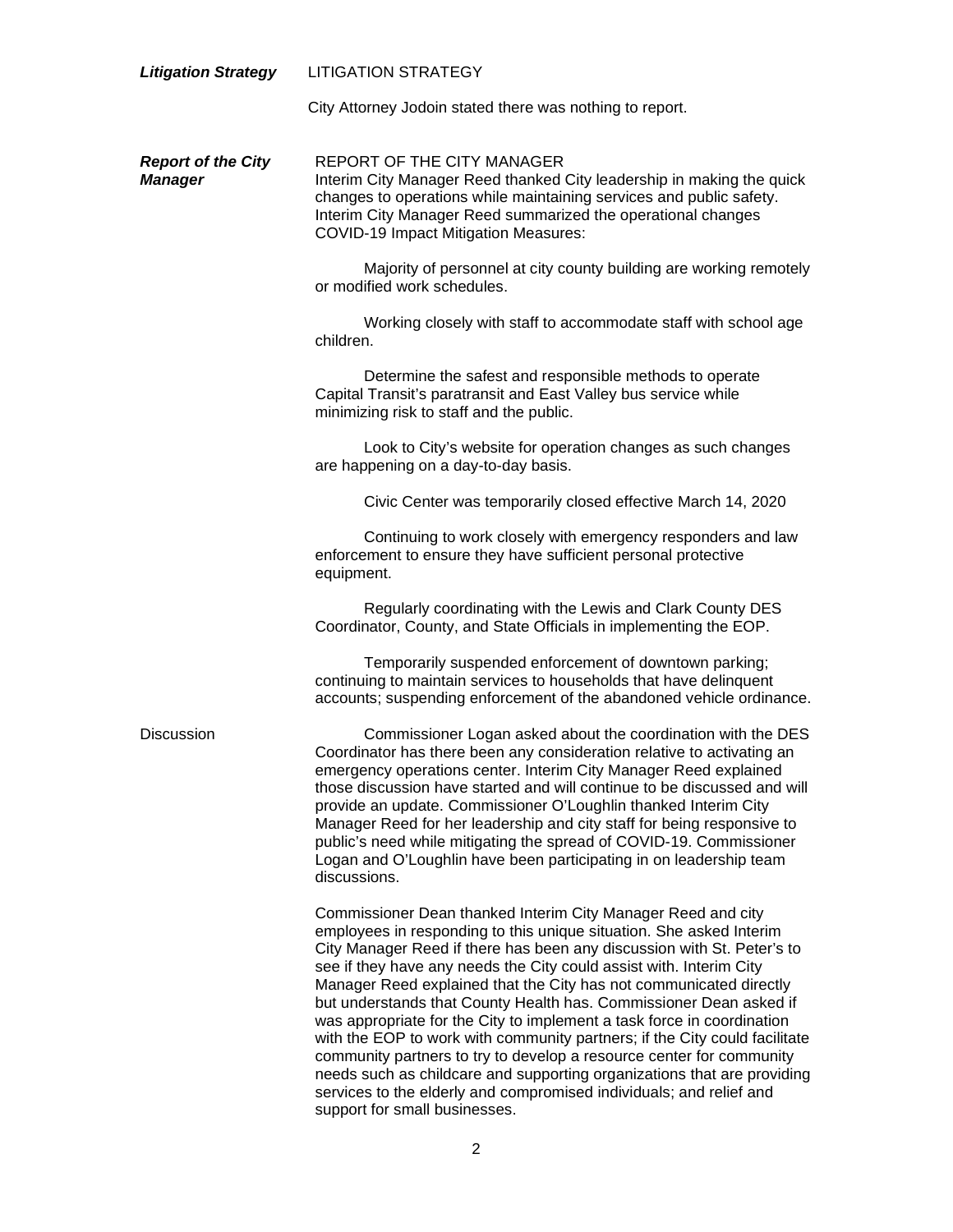***Litigation Strategy*** LITIGATION STRATEGY

City Attorney Jodoin stated there was nothing to report.

***Report of the City Manager*** REPORT OF THE CITY MANAGER

Interim City Manager Reed thanked City leadership in making the quick changes to operations while maintaining services and public safety. Interim City Manager Reed summarized the operational changes COVID-19 Impact Mitigation Measures:

Majority of personnel at city county building are working remotely or modified work schedules.

Working closely with staff to accommodate staff with school age children.

Determine the safest and responsible methods to operate Capital Transit's paratransit and East Valley bus service while minimizing risk to staff and the public.

Look to City's website for operation changes as such changes are happening on a day-to-day basis.

Civic Center was temporarily closed effective March 14, 2020

Continuing to work closely with emergency responders and law enforcement to ensure they have sufficient personal protective equipment.

Regularly coordinating with the Lewis and Clark County DES Coordinator, County, and State Officials in implementing the EOP.

Temporarily suspended enforcement of downtown parking; continuing to maintain services to households that have delinquent accounts; suspending enforcement of the abandoned vehicle ordinance.

Discussion

Commissioner Logan asked about the coordination with the DES Coordinator has there been any consideration relative to activating an emergency operations center. Interim City Manager Reed explained those discussion have started and will continue to be discussed and will provide an update. Commissioner O'Loughlin thanked Interim City Manager Reed for her leadership and city staff for being responsive to public's need while mitigating the spread of COVID-19. Commissioner Logan and O'Loughlin have been participating in on leadership team discussions.

Commissioner Dean thanked Interim City Manager Reed and city employees in responding to this unique situation. She asked Interim City Manager Reed if there has been any discussion with St. Peter's to see if they have any needs the City could assist with. Interim City Manager Reed explained that the City has not communicated directly but understands that County Health has. Commissioner Dean asked if was appropriate for the City to implement a task force in coordination with the EOP to work with community partners; if the City could facilitate community partners to try to develop a resource center for community needs such as childcare and supporting organizations that are providing services to the elderly and compromised individuals; and relief and support for small businesses.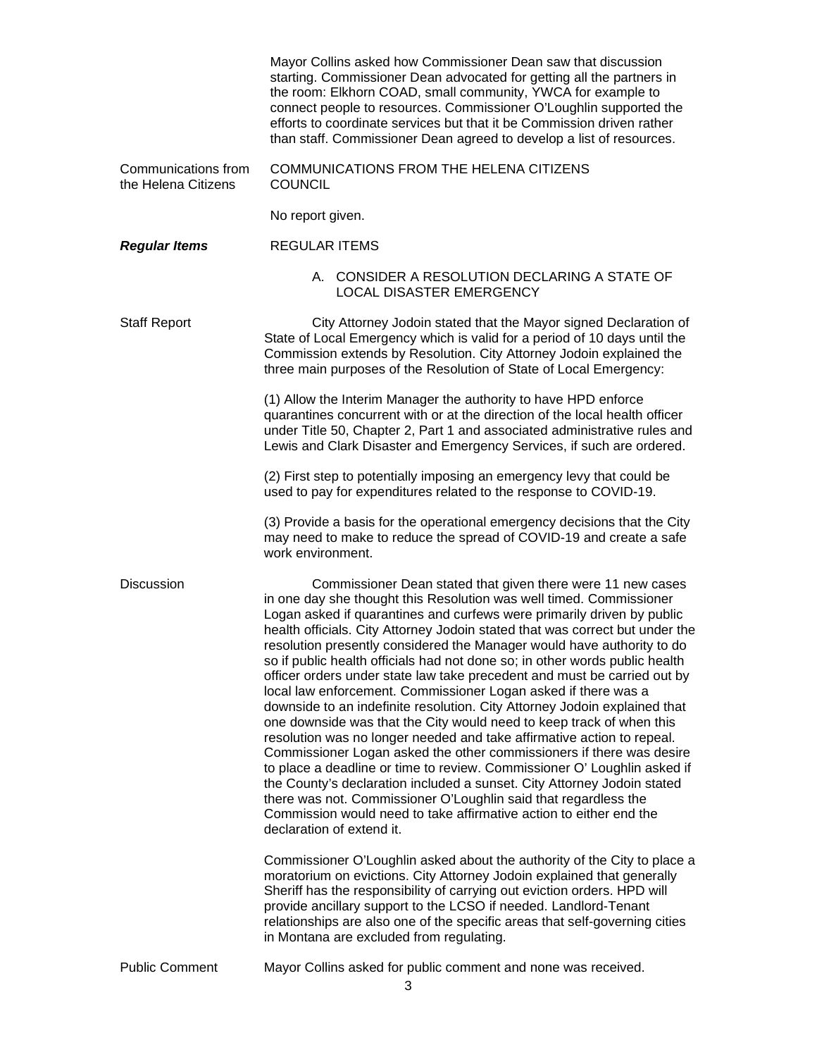Mayor Collins asked how Commissioner Dean saw that discussion starting. Commissioner Dean advocated for getting all the partners in the room: Elkhorn COAD, small community, YWCA for example to connect people to resources. Commissioner O'Loughlin supported the efforts to coordinate services but that it be Commission driven rather than staff. Commissioner Dean agreed to develop a list of resources.

Communications from the Helena Citizens

COMMUNICATIONS FROM THE HELENA CITIZENS COUNCIL

No report given.

***Regular Items***

REGULAR ITEMS

A. CONSIDER A RESOLUTION DECLARING A STATE OF LOCAL DISASTER EMERGENCY

Staff Report

City Attorney Jodoin stated that the Mayor signed Declaration of State of Local Emergency which is valid for a period of 10 days until the Commission extends by Resolution. City Attorney Jodoin explained the three main purposes of the Resolution of State of Local Emergency:

(1) Allow the Interim Manager the authority to have HPD enforce quarantines concurrent with or at the direction of the local health officer under Title 50, Chapter 2, Part 1 and associated administrative rules and Lewis and Clark Disaster and Emergency Services, if such are ordered.

(2) First step to potentially imposing an emergency levy that could be used to pay for expenditures related to the response to COVID-19.

(3) Provide a basis for the operational emergency decisions that the City may need to make to reduce the spread of COVID-19 and create a safe work environment.

Discussion

Commissioner Dean stated that given there were 11 new cases in one day she thought this Resolution was well timed. Commissioner Logan asked if quarantines and curfews were primarily driven by public health officials. City Attorney Jodoin stated that was correct but under the resolution presently considered the Manager would have authority to do so if public health officials had not done so; in other words public health officer orders under state law take precedent and must be carried out by local law enforcement. Commissioner Logan asked if there was a downside to an indefinite resolution. City Attorney Jodoin explained that one downside was that the City would need to keep track of when this resolution was no longer needed and take affirmative action to repeal. Commissioner Logan asked the other commissioners if there was desire to place a deadline or time to review. Commissioner O' Loughlin asked if the County's declaration included a sunset. City Attorney Jodoin stated there was not. Commissioner O'Loughlin said that regardless the Commission would need to take affirmative action to either end the declaration of extend it.

Commissioner O'Loughlin asked about the authority of the City to place a moratorium on evictions. City Attorney Jodoin explained that generally Sheriff has the responsibility of carrying out eviction orders. HPD will provide ancillary support to the LCSO if needed. Landlord-Tenant relationships are also one of the specific areas that self-governing cities in Montana are excluded from regulating.

Public Comment

Mayor Collins asked for public comment and none was received.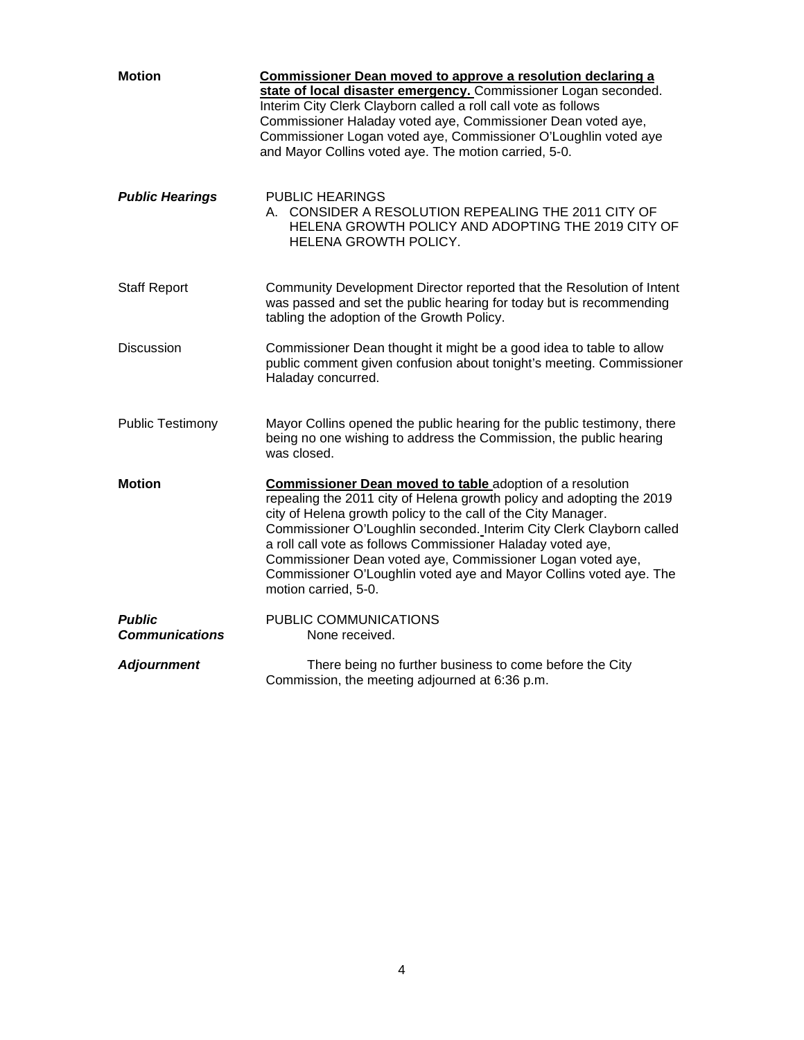**Motion** **Commissioner Dean moved to approve a resolution declaring a state of local disaster emergency.** Commissioner Logan seconded. Interim City Clerk Clayborn called a roll call vote as follows Commissioner Haladay voted aye, Commissioner Dean voted aye, Commissioner Logan voted aye, Commissioner O'Loughlin voted aye and Mayor Collins voted aye. The motion carried, 5-0.

***Public Hearings*** PUBLIC HEARINGS

A. CONSIDER A RESOLUTION REPEALING THE 2011 CITY OF HELENA GROWTH POLICY AND ADOPTING THE 2019 CITY OF HELENA GROWTH POLICY.

Staff Report Community Development Director reported that the Resolution of Intent was passed and set the public hearing for today but is recommending tabling the adoption of the Growth Policy.

Discussion Commissioner Dean thought it might be a good idea to table to allow public comment given confusion about tonight's meeting. Commissioner Haladay concurred.

Public Testimony Mayor Collins opened the public hearing for the public testimony, there being no one wishing to address the Commission, the public hearing was closed.

**Motion** **Commissioner Dean moved to table** adoption of a resolution repealing the 2011 city of Helena growth policy and adopting the 2019 city of Helena growth policy to the call of the City Manager. Commissioner O'Loughlin seconded. Interim City Clerk Clayborn called a roll call vote as follows Commissioner Haladay voted aye, Commissioner Dean voted aye, Commissioner Logan voted aye, Commissioner O'Loughlin voted aye and Mayor Collins voted aye. The motion carried, 5-0.

***Public Communications*** PUBLIC COMMUNICATIONS

None received.

***Adjournment*** There being no further business to come before the City Commission, the meeting adjourned at 6:36 p.m.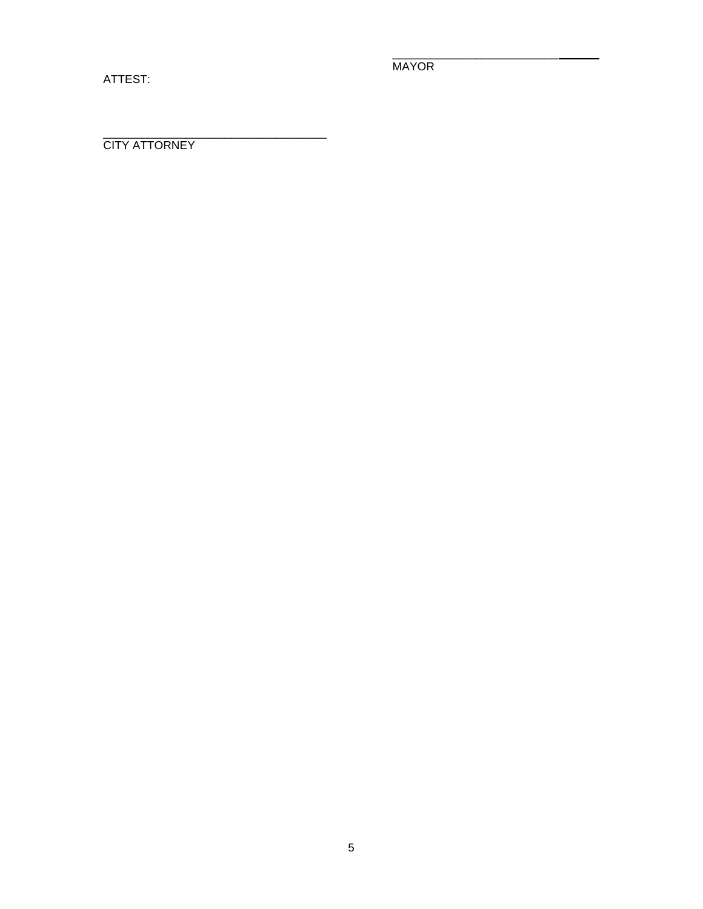\_\_\_\_\_\_\_\_\_\_\_\_\_\_\_\_\_\_\_\_\_\_\_\_\_\_\_\_\_\_
MAYOR

ATTEST:

\_\_\_\_\_\_\_\_\_\_\_\_\_\_\_\_\_\_\_\_\_\_\_\_\_\_\_\_\_\_\_\_\_\_\_\_
CITY ATTORNEY